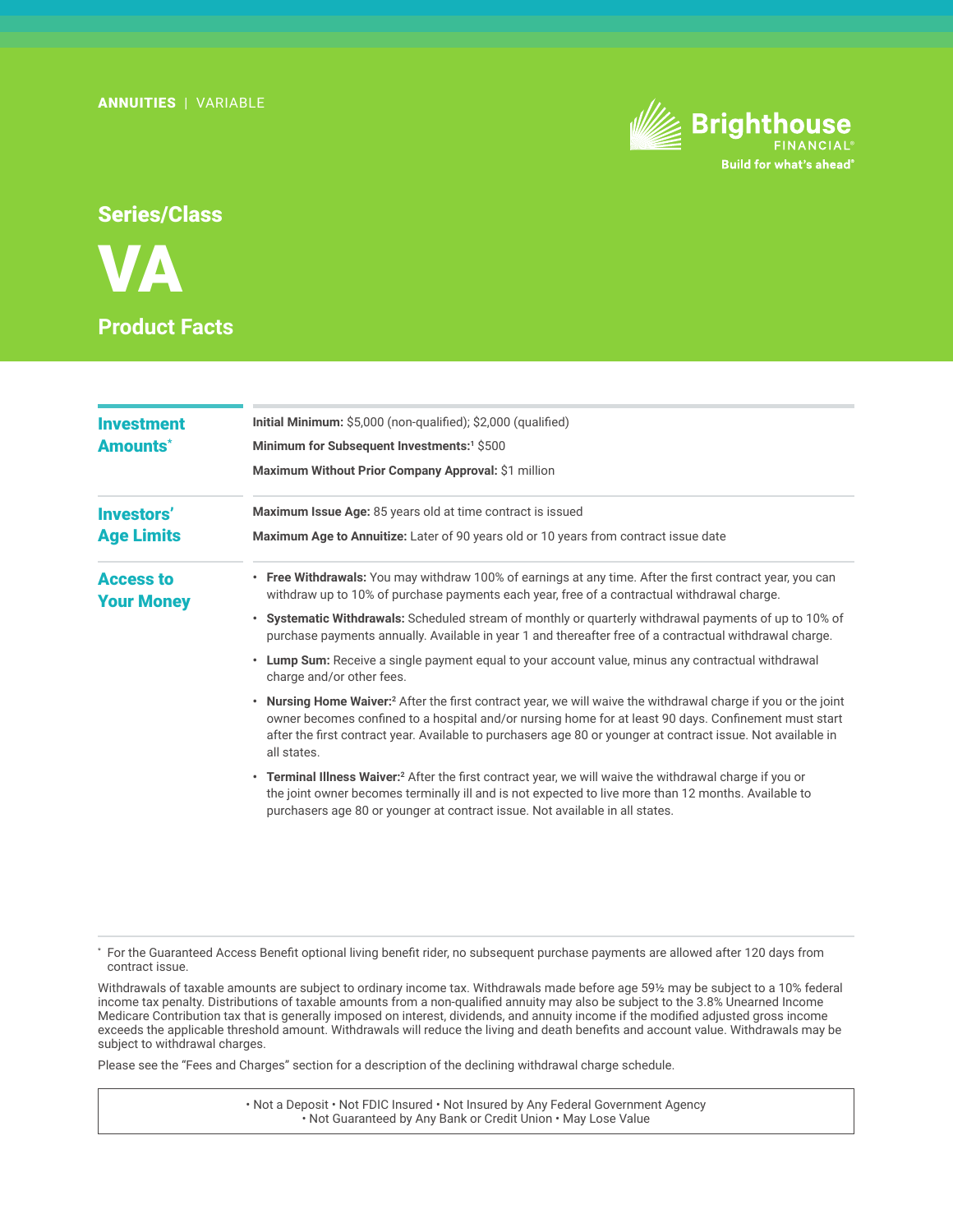ANNUITIES | VARIABLE

Brighthouse FINANCIAL®
Build for what's ahead®

## Series/Class

# VA

## Product Facts

### Investment Amounts*

**Initial Minimum:** $5,000 (non-qualified); $2,000 (qualified)

**Minimum for Subsequent Investments:**[1] $500

**Maximum Without Prior Company Approval:** $1 million

### Investors' Age Limits

**Maximum Issue Age:** 85 years old at time contract is issued

**Maximum Age to Annuitize:** Later of 90 years old or 10 years from contract issue date

### Access to Your Money

- **Free Withdrawals:** You may withdraw 100% of earnings at any time. After the first contract year, you can withdraw up to 10% of purchase payments each year, free of a contractual withdrawal charge.
- **Systematic Withdrawals:** Scheduled stream of monthly or quarterly withdrawal payments of up to 10% of purchase payments annually. Available in year 1 and thereafter free of a contractual withdrawal charge.
- **Lump Sum:** Receive a single payment equal to your account value, minus any contractual withdrawal charge and/or other fees.
- **Nursing Home Waiver:**[2] After the first contract year, we will waive the withdrawal charge if you or the joint owner becomes confined to a hospital and/or nursing home for at least 90 days. Confinement must start after the first contract year. Available to purchasers age 80 or younger at contract issue. Not available in all states.
- **Terminal Illness Waiver:**[2] After the first contract year, we will waive the withdrawal charge if you or the joint owner becomes terminally ill and is not expected to live more than 12 months. Available to purchasers age 80 or younger at contract issue. Not available in all states.

* For the Guaranteed Access Benefit optional living benefit rider, no subsequent purchase payments are allowed after 120 days from contract issue.

Withdrawals of taxable amounts are subject to ordinary income tax. Withdrawals made before age 59½ may be subject to a 10% federal income tax penalty. Distributions of taxable amounts from a non-qualified annuity may also be subject to the 3.8% Unearned Income Medicare Contribution tax that is generally imposed on interest, dividends, and annuity income if the modified adjusted gross income exceeds the applicable threshold amount. Withdrawals will reduce the living and death benefits and account value. Withdrawals may be subject to withdrawal charges.

Please see the "Fees and Charges" section for a description of the declining withdrawal charge schedule.

• Not a Deposit • Not FDIC Insured • Not Insured by Any Federal Government Agency
• Not Guaranteed by Any Bank or Credit Union • May Lose Value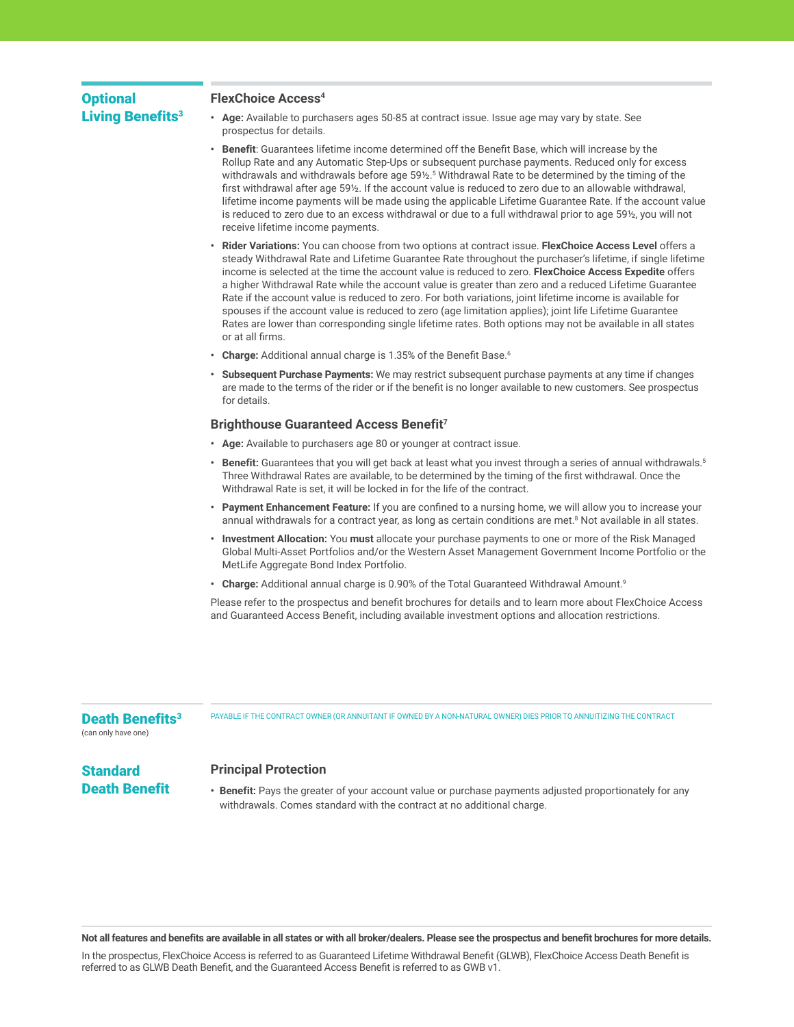## Optional Living Benefits[3]

### FlexChoice Access[4]

- **Age:** Available to purchasers ages 50-85 at contract issue. Issue age may vary by state. See prospectus for details.
- **Benefit**: Guarantees lifetime income determined off the Benefit Base, which will increase by the Rollup Rate and any Automatic Step-Ups or subsequent purchase payments. Reduced only for excess withdrawals and withdrawals before age 59½.[5] Withdrawal Rate to be determined by the timing of the first withdrawal after age 59½. If the account value is reduced to zero due to an allowable withdrawal, lifetime income payments will be made using the applicable Lifetime Guarantee Rate. If the account value is reduced to zero due to an excess withdrawal or due to a full withdrawal prior to age 59½, you will not receive lifetime income payments.
- **Rider Variations:** You can choose from two options at contract issue. **FlexChoice Access Level** offers a steady Withdrawal Rate and Lifetime Guarantee Rate throughout the purchaser's lifetime, if single lifetime income is selected at the time the account value is reduced to zero. **FlexChoice Access Expedite** offers a higher Withdrawal Rate while the account value is greater than zero and a reduced Lifetime Guarantee Rate if the account value is reduced to zero. For both variations, joint lifetime income is available for spouses if the account value is reduced to zero (age limitation applies); joint life Lifetime Guarantee Rates are lower than corresponding single lifetime rates. Both options may not be available in all states or at all firms.
- **Charge:** Additional annual charge is 1.35% of the Benefit Base.[6]
- **Subsequent Purchase Payments:** We may restrict subsequent purchase payments at any time if changes are made to the terms of the rider or if the benefit is no longer available to new customers. See prospectus for details.

### Brighthouse Guaranteed Access Benefit[7]

- **Age:** Available to purchasers age 80 or younger at contract issue.
- **Benefit:** Guarantees that you will get back at least what you invest through a series of annual withdrawals.[5] Three Withdrawal Rates are available, to be determined by the timing of the first withdrawal. Once the Withdrawal Rate is set, it will be locked in for the life of the contract.
- **Payment Enhancement Feature:** If you are confined to a nursing home, we will allow you to increase your annual withdrawals for a contract year, as long as certain conditions are met.[8] Not available in all states.
- **Investment Allocation:** You **must** allocate your purchase payments to one or more of the Risk Managed Global Multi-Asset Portfolios and/or the Western Asset Management Government Income Portfolio or the MetLife Aggregate Bond Index Portfolio.
- **Charge:** Additional annual charge is 0.90% of the Total Guaranteed Withdrawal Amount.[9]

Please refer to the prospectus and benefit brochures for details and to learn more about FlexChoice Access and Guaranteed Access Benefit, including available investment options and allocation restrictions.

## Death Benefits[3]

(can only have one)

PAYABLE IF THE CONTRACT OWNER (OR ANNUITANT IF OWNED BY A NON-NATURAL OWNER) DIES PRIOR TO ANNUITIZING THE CONTRACT

## Standard Death Benefit

### Principal Protection

- **Benefit:** Pays the greater of your account value or purchase payments adjusted proportionately for any withdrawals. Comes standard with the contract at no additional charge.

**Not all features and benefits are available in all states or with all broker/dealers. Please see the prospectus and benefit brochures for more details.**

In the prospectus, FlexChoice Access is referred to as Guaranteed Lifetime Withdrawal Benefit (GLWB), FlexChoice Access Death Benefit is referred to as GLWB Death Benefit, and the Guaranteed Access Benefit is referred to as GWB v1.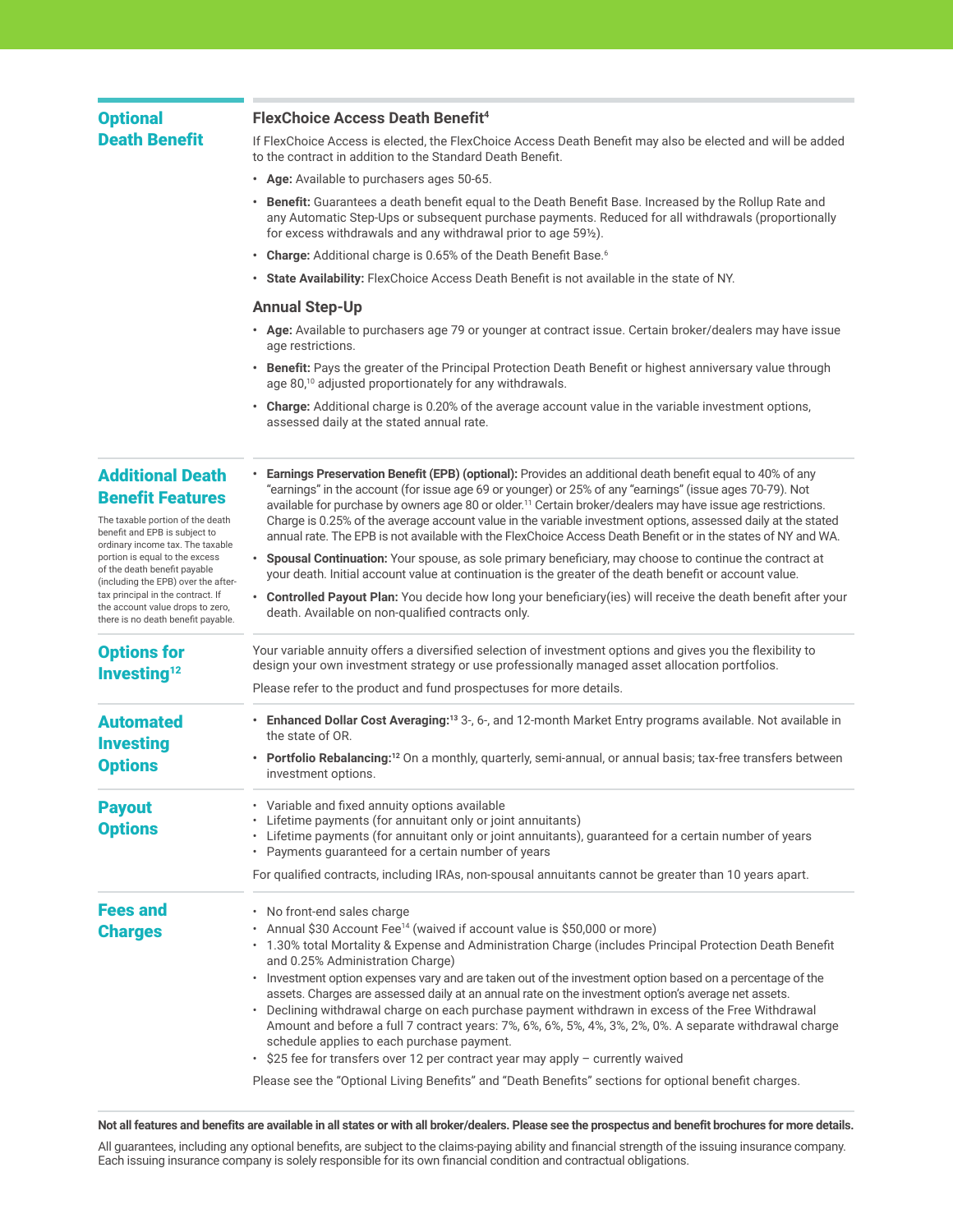## Optional Death Benefit

### FlexChoice Access Death Benefit[4]

If FlexChoice Access is elected, the FlexChoice Access Death Benefit may also be elected and will be added to the contract in addition to the Standard Death Benefit.

- **Age:** Available to purchasers ages 50-65.
- **Benefit:** Guarantees a death benefit equal to the Death Benefit Base. Increased by the Rollup Rate and any Automatic Step-Ups or subsequent purchase payments. Reduced for all withdrawals (proportionally for excess withdrawals and any withdrawal prior to age 59½).
- **Charge:** Additional charge is 0.65% of the Death Benefit Base.[6]
- **State Availability:** FlexChoice Access Death Benefit is not available in the state of NY.

### Annual Step-Up

- **Age:** Available to purchasers age 79 or younger at contract issue. Certain broker/dealers may have issue age restrictions.
- **Benefit:** Pays the greater of the Principal Protection Death Benefit or highest anniversary value through age 80,[10] adjusted proportionately for any withdrawals.
- **Charge:** Additional charge is 0.20% of the average account value in the variable investment options, assessed daily at the stated annual rate.

## Additional Death Benefit Features

The taxable portion of the death benefit and EPB is subject to ordinary income tax. The taxable portion is equal to the excess of the death benefit payable (including the EPB) over the after-tax principal in the contract. If the account value drops to zero, there is no death benefit payable.

- **Earnings Preservation Benefit (EPB) (optional):** Provides an additional death benefit equal to 40% of any "earnings" in the account (for issue age 69 or younger) or 25% of any "earnings" (issue ages 70-79). Not available for purchase by owners age 80 or older.[11] Certain broker/dealers may have issue age restrictions. Charge is 0.25% of the average account value in the variable investment options, assessed daily at the stated annual rate. The EPB is not available with the FlexChoice Access Death Benefit or in the states of NY and WA.
- **Spousal Continuation:** Your spouse, as sole primary beneficiary, may choose to continue the contract at your death. Initial account value at continuation is the greater of the death benefit or account value.
- **Controlled Payout Plan:** You decide how long your beneficiary(ies) will receive the death benefit after your death. Available on non-qualified contracts only.

## Options for Investing[12]

Your variable annuity offers a diversified selection of investment options and gives you the flexibility to design your own investment strategy or use professionally managed asset allocation portfolios.

Please refer to the product and fund prospectuses for more details.

## Automated Investing Options

- **Enhanced Dollar Cost Averaging:**[13] 3-, 6-, and 12-month Market Entry programs available. Not available in the state of OR.
- **Portfolio Rebalancing:**[12] On a monthly, quarterly, semi-annual, or annual basis; tax-free transfers between investment options.

## Payout Options

- Variable and fixed annuity options available
- Lifetime payments (for annuitant only or joint annuitants)
- Lifetime payments (for annuitant only or joint annuitants), guaranteed for a certain number of years
- Payments guaranteed for a certain number of years

For qualified contracts, including IRAs, non-spousal annuitants cannot be greater than 10 years apart.

## Fees and Charges

- No front-end sales charge
- Annual $30 Account Fee[14] (waived if account value is $50,000 or more)
- 1.30% total Mortality & Expense and Administration Charge (includes Principal Protection Death Benefit and 0.25% Administration Charge)
- Investment option expenses vary and are taken out of the investment option based on a percentage of the assets. Charges are assessed daily at an annual rate on the investment option's average net assets.
- Declining withdrawal charge on each purchase payment withdrawn in excess of the Free Withdrawal Amount and before a full 7 contract years: 7%, 6%, 6%, 5%, 4%, 3%, 2%, 0%. A separate withdrawal charge schedule applies to each purchase payment.
- $25 fee for transfers over 12 per contract year may apply – currently waived

Please see the "Optional Living Benefits" and "Death Benefits" sections for optional benefit charges.

**Not all features and benefits are available in all states or with all broker/dealers. Please see the prospectus and benefit brochures for more details.**

All guarantees, including any optional benefits, are subject to the claims-paying ability and financial strength of the issuing insurance company. Each issuing insurance company is solely responsible for its own financial condition and contractual obligations.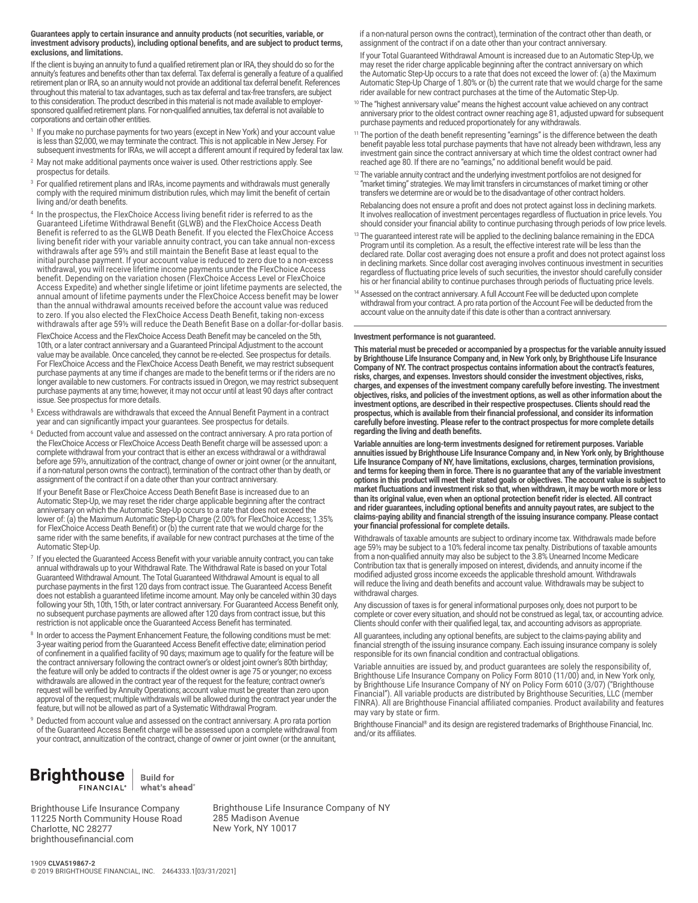**Guarantees apply to certain insurance and annuity products (not securities, variable, or investment advisory products), including optional benefits, and are subject to product terms, exclusions, and limitations.**

If the client is buying an annuity to fund a qualified retirement plan or IRA, they should do so for the annuity's features and benefits other than tax deferral. Tax deferral is generally a feature of a qualified retirement plan or IRA, so an annuity would not provide an additional tax deferral benefit. References throughout this material to tax advantages, such as tax deferral and tax-free transfers, are subject to this consideration. The product described in this material is not made available to employer-sponsored qualified retirement plans. For non-qualified annuities, tax deferral is not available to corporations and certain other entities.

[1] If you make no purchase payments for two years (except in New York) and your account value is less than $2,000, we may terminate the contract. This is not applicable in New Jersey. For subsequent investments for IRAs, we will accept a different amount if required by federal tax law.

[2] May not make additional payments once waiver is used. Other restrictions apply. See prospectus for details.

[3] For qualified retirement plans and IRAs, income payments and withdrawals must generally comply with the required minimum distribution rules, which may limit the benefit of certain living and/or death benefits.

[4] In the prospectus, the FlexChoice Access living benefit rider is referred to as the Guaranteed Lifetime Withdrawal Benefit (GLWB) and the FlexChoice Access Death Benefit is referred to as the GLWB Death Benefit. If you elected the FlexChoice Access living benefit rider with your variable annuity contract, you can take annual non-excess withdrawals after age 59½ and still maintain the Benefit Base at least equal to the initial purchase payment. If your account value is reduced to zero due to a non-excess withdrawal, you will receive lifetime income payments under the FlexChoice Access benefit. Depending on the variation chosen (FlexChoice Access Level or FlexChoice Access Expedite) and whether single lifetime or joint lifetime payments are selected, the annual amount of lifetime payments under the FlexChoice Access benefit may be lower than the annual withdrawal amounts received before the account value was reduced to zero. If you also elected the FlexChoice Access Death Benefit, taking non-excess withdrawals after age 59½ will reduce the Death Benefit Base on a dollar-for-dollar basis.

FlexChoice Access and the FlexChoice Access Death Benefit may be canceled on the 5th, 10th, or a later contract anniversary and a Guaranteed Principal Adjustment to the account value may be available. Once canceled, they cannot be re-elected. See prospectus for details. For FlexChoice Access and the FlexChoice Access Death Benefit, we may restrict subsequent purchase payments at any time if changes are made to the benefit terms or if the riders are no longer available to new customers. For contracts issued in Oregon, we may restrict subsequent purchase payments at any time; however, it may not occur until at least 90 days after contract issue. See prospectus for more details.

[5] Excess withdrawals are withdrawals that exceed the Annual Benefit Payment in a contract year and can significantly impact your guarantees. See prospectus for details.

[6] Deducted from account value and assessed on the contract anniversary. A pro rata portion of the FlexChoice Access or FlexChoice Access Death Benefit charge will be assessed upon: a complete withdrawal from your contract that is either an excess withdrawal or a withdrawal before age 59½, annuitization of the contract, change of owner or joint owner (or the annuitant, if a non-natural person owns the contract), termination of the contract other than by death, or assignment of the contract if on a date other than your contract anniversary.

If your Benefit Base or FlexChoice Access Death Benefit Base is increased due to an Automatic Step-Up, we may reset the rider charge applicable beginning after the contract anniversary on which the Automatic Step-Up occurs to a rate that does not exceed the lower of: (a) the Maximum Automatic Step-Up Charge (2.00% for FlexChoice Access; 1.35% for FlexChoice Access Death Benefit) or (b) the current rate that we would charge for the same rider with the same benefits, if available for new contract purchases at the time of the Automatic Step-Up.

[7] If you elected the Guaranteed Access Benefit with your variable annuity contract, you can take annual withdrawals up to your Withdrawal Rate. The Withdrawal Rate is based on your Total Guaranteed Withdrawal Amount. The Total Guaranteed Withdrawal Amount is equal to all purchase payments in the first 120 days from contract issue. The Guaranteed Access Benefit does not establish a guaranteed lifetime income amount. May only be canceled within 30 days following your 5th, 10th, 15th, or later contract anniversary. For Guaranteed Access Benefit only, no subsequent purchase payments are allowed after 120 days from contract issue, but this restriction is not applicable once the Guaranteed Access Benefit has terminated.

[8] In order to access the Payment Enhancement Feature, the following conditions must be met: 3-year waiting period from the Guaranteed Access Benefit effective date; elimination period of confinement in a qualified facility of 90 days; maximum age to qualify for the feature will be the contract anniversary following the contract owner's or oldest joint owner's 80th birthday; the feature will only be added to contracts if the oldest owner is age 75 or younger; no excess withdrawals are allowed in the contract year of the request for the feature; contract owner's request will be verified by Annuity Operations; account value must be greater than zero upon approval of the request; multiple withdrawals will be allowed during the contract year under the feature, but will not be allowed as part of a Systematic Withdrawal Program.

[9] Deducted from account value and assessed on the contract anniversary. A pro rata portion of the Guaranteed Access Benefit charge will be assessed upon a complete withdrawal from your contract, annuitization of the contract, change of owner or joint owner (or the annuitant, if a non-natural person owns the contract), termination of the contract other than death, or assignment of the contract if on a date other than your contract anniversary.

If your Total Guaranteed Withdrawal Amount is increased due to an Automatic Step-Up, we may reset the rider charge applicable beginning after the contract anniversary on which the Automatic Step-Up occurs to a rate that does not exceed the lower of: (a) the Maximum Automatic Step-Up Charge of 1.80% or (b) the current rate that we would charge for the same rider available for new contract purchases at the time of the Automatic Step-Up.

[10] The "highest anniversary value" means the highest account value achieved on any contract anniversary prior to the oldest contract owner reaching age 81, adjusted upward for subsequent purchase payments and reduced proportionately for any withdrawals.

[11] The portion of the death benefit representing "earnings" is the difference between the death benefit payable less total purchase payments that have not already been withdrawn, less any investment gain since the contract anniversary at which time the oldest contract owner had reached age 80. If there are no "earnings," no additional benefit would be paid.

[12] The variable annuity contract and the underlying investment portfolios are not designed for "market timing" strategies. We may limit transfers in circumstances of market timing or other transfers we determine are or would be to the disadvantage of other contract holders.

Rebalancing does not ensure a profit and does not protect against loss in declining markets. It involves reallocation of investment percentages regardless of fluctuation in price levels. You should consider your financial ability to continue purchasing through periods of low price levels.

[13] The guaranteed interest rate will be applied to the declining balance remaining in the EDCA Program until its completion. As a result, the effective interest rate will be less than the declared rate. Dollar cost averaging does not ensure a profit and does not protect against loss in declining markets. Since dollar cost averaging involves continuous investment in securities regardless of fluctuating price levels of such securities, the investor should carefully consider his or her financial ability to continue purchases through periods of fluctuating price levels.

[14] Assessed on the contract anniversary. A full Account Fee will be deducted upon complete withdrawal from your contract. A pro rata portion of the Account Fee will be deducted from the account value on the annuity date if this date is other than a contract anniversary.

---

**Investment performance is not guaranteed.**

**This material must be preceded or accompanied by a prospectus for the variable annuity issued by Brighthouse Life Insurance Company and, in New York only, by Brighthouse Life Insurance Company of NY. The contract prospectus contains information about the contract's features, risks, charges, and expenses. Investors should consider the investment objectives, risks, charges, and expenses of the investment company carefully before investing. The investment objectives, risks, and policies of the investment options, as well as other information about the investment options, are described in their respective prospectuses. Clients should read the prospectus, which is available from their financial professional, and consider its information carefully before investing. Please refer to the contract prospectus for more complete details regarding the living and death benefits.**

**Variable annuities are long-term investments designed for retirement purposes. Variable annuities issued by Brighthouse Life Insurance Company and, in New York only, by Brighthouse Life Insurance Company of NY, have limitations, exclusions, charges, termination provisions, and terms for keeping them in force. There is no guarantee that any of the variable investment options in this product will meet their stated goals or objectives. The account value is subject to market fluctuations and investment risk so that, when withdrawn, it may be worth more or less than its original value, even when an optional protection benefit rider is elected. All contract and rider guarantees, including optional benefits and annuity payout rates, are subject to the claims-paying ability and financial strength of the issuing insurance company. Please contact your financial professional for complete details.**

Withdrawals of taxable amounts are subject to ordinary income tax. Withdrawals made before age 59½ may be subject to a 10% federal income tax penalty. Distributions of taxable amounts from a non-qualified annuity may also be subject to the 3.8% Unearned Income Medicare Contribution tax that is generally imposed on interest, dividends, and annuity income if the modified adjusted gross income exceeds the applicable threshold amount. Withdrawals will reduce the living and death benefits and account value. Withdrawals may be subject to withdrawal charges.

Any discussion of taxes is for general informational purposes only, does not purport to be complete or cover every situation, and should not be construed as legal, tax, or accounting advice. Clients should confer with their qualified legal, tax, and accounting advisors as appropriate.

All guarantees, including any optional benefits, are subject to the claims-paying ability and financial strength of the issuing insurance company. Each issuing insurance company is solely responsible for its own financial condition and contractual obligations.

Variable annuities are issued by, and product guarantees are solely the responsibility of, Brighthouse Life Insurance Company on Policy Form 8010 (11/00) and, in New York only, by Brighthouse Life Insurance Company of NY on Policy Form 6010 (3/07) ("Brighthouse Financial"). All variable products are distributed by Brighthouse Securities, LLC (member FINRA). All are Brighthouse Financial affiliated companies. Product availability and features may vary by state or firm.

Brighthouse Financial® and its design are registered trademarks of Brighthouse Financial, Inc. and/or its affiliates.

**Brighthouse** FINANCIAL® | Build for what's ahead®

Brighthouse Life Insurance Company
11225 North Community House Road
Charlotte, NC 28277
brighthousefinancial.com

Brighthouse Life Insurance Company of NY
285 Madison Avenue
New York, NY 10017

1909 **CLVA519867-2**
© 2019 BRIGHTHOUSE FINANCIAL, INC. 2464333.1[03/31/2021]